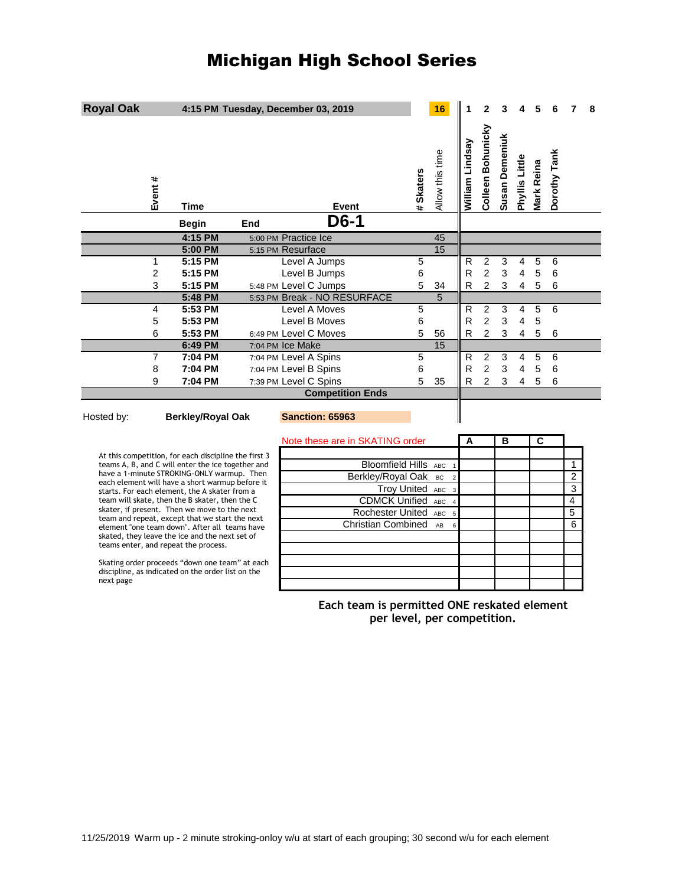# Michigan High School Series

| **Royal Oak** | **4:15 PM Tuesday, December 03, 2019** | | | | **16** | 1 | 2 | 3 | 4 | 5 | 6 | 7 | 8 |
|---|---|---|---|---|---|---|---|---|---|---|---|---|---|
| **Event #** | **Time** | | **Event** | **# Skaters** | Allow this time | **William Lindsay** | **Colleen Bohunicky** | **Susan Demeniuk** | **Phyllis Little** | **Mark Reina** | **Dorothy Tank** | | |
| | **Begin** | **End** | **D6-1** | | | | | | | | | | |
| | **4:15 PM** | 5:00 PM | Practice Ice | | 45 | | | | | | | | |
| | **5:00 PM** | 5:15 PM | Resurface | | 15 | | | | | | | | |
| 1 | **5:15 PM** | | Level A Jumps | 5 | | R | 2 | 3 | 4 | 5 | 6 | | |
| 2 | **5:15 PM** | | Level B Jumps | 6 | | R | 2 | 3 | 4 | 5 | 6 | | |
| 3 | **5:15 PM** | 5:48 PM | Level C Jumps | 5 | 34 | R | 2 | 3 | 4 | 5 | 6 | | |
| | **5:48 PM** | 5:53 PM | Break - NO RESURFACE | | 5 | | | | | | | | |
| 4 | **5:53 PM** | | Level A Moves | 5 | | R | 2 | 3 | 4 | 5 | 6 | | |
| 5 | **5:53 PM** | | Level B Moves | 6 | | R | 2 | 3 | 4 | 5 | | | |
| 6 | **5:53 PM** | 6:49 PM | Level C Moves | 5 | 56 | R | 2 | 3 | 4 | 5 | 6 | | |
| | **6:49 PM** | 7:04 PM | Ice Make | | 15 | | | | | | | | |
| 7 | **7:04 PM** | 7:04 PM | Level A Spins | 5 | | R | 2 | 3 | 4 | 5 | 6 | | |
| 8 | **7:04 PM** | 7:04 PM | Level B Spins | 6 | | R | 2 | 3 | 4 | 5 | 6 | | |
| 9 | **7:04 PM** | 7:39 PM | Level C Spins | 5 | 35 | R | 2 | 3 | 4 | 5 | 6 | | |
| | | | **Competition Ends** | | | | | | | | | | |

Hosted by: **Berkley/Royal Oak** **Sanction: 65963**

At this competition, for each discipline the first 3 teams A, B, and C will enter the ice together and have a 1-minute STROKING-ONLY warmup. Then each element will have a short warmup before it starts. For each element, the A skater from a team will skate, then the B skater, then the C skater, if present. Then we move to the next team and repeat, except that we start the next element "one team down". After all teams have skated, they leave the ice and the next set of teams enter, and repeat the process.

Skating order proceeds "down one team" at each discipline, as indicated on the order list on the next page

| Note these are in SKATING order | | | A | B | C | |
|---|---|---|---|---|---|---|
| Bloomfield Hills | ABC | 1 | | | | 1 |
| Berkley/Royal Oak | BC | 2 | | | | 2 |
| Troy United | ABC | 3 | | | | 3 |
| CDMCK Unified | ABC | 4 | | | | 4 |
| Rochester United | ABC | 5 | | | | 5 |
| Christian Combined | AB | 6 | | | | 6 |

**Each team is permitted ONE reskated element per level, per competition.**

11/25/2019 Warm up - 2 minute stroking-onloy w/u at start of each grouping; 30 second w/u for each element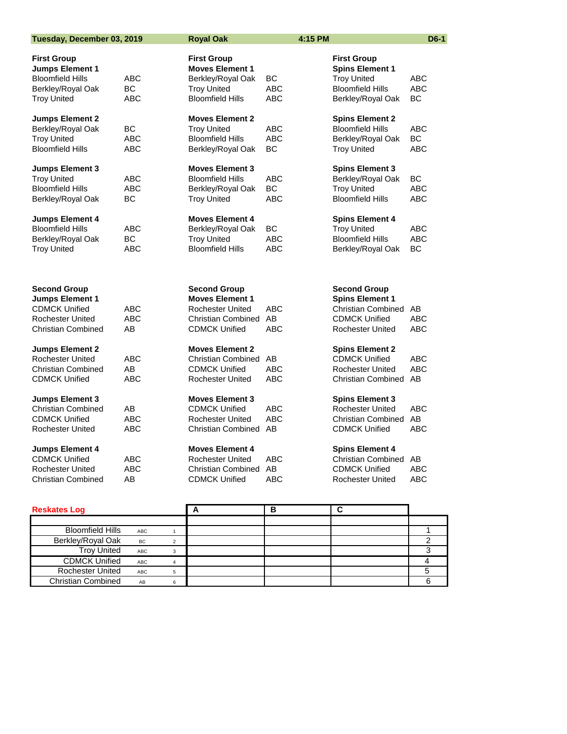| Tuesday, December 03, 2019 | Royal Oak | 4:15 PM | D6-1 |
|---|---|---|---|

**First Group**

| Jumps Element 1 | | Moves Element 1 | | Spins Element 1 | |
|---|---|---|---|---|---|
| Bloomfield Hills | ABC | Berkley/Royal Oak | BC | Troy United | ABC |
| Berkley/Royal Oak | BC | Troy United | ABC | Bloomfield Hills | ABC |
| Troy United | ABC | Bloomfield Hills | ABC | Berkley/Royal Oak | BC |
| **Jumps Element 2** | | **Moves Element 2** | | **Spins Element 2** | |
| Berkley/Royal Oak | BC | Troy United | ABC | Bloomfield Hills | ABC |
| Troy United | ABC | Bloomfield Hills | ABC | Berkley/Royal Oak | BC |
| Bloomfield Hills | ABC | Berkley/Royal Oak | BC | Troy United | ABC |
| **Jumps Element 3** | | **Moves Element 3** | | **Spins Element 3** | |
| Troy United | ABC | Bloomfield Hills | ABC | Berkley/Royal Oak | BC |
| Bloomfield Hills | ABC | Berkley/Royal Oak | BC | Troy United | ABC |
| Berkley/Royal Oak | BC | Troy United | ABC | Bloomfield Hills | ABC |
| **Jumps Element 4** | | **Moves Element 4** | | **Spins Element 4** | |
| Bloomfield Hills | ABC | Berkley/Royal Oak | BC | Troy United | ABC |
| Berkley/Royal Oak | BC | Troy United | ABC | Bloomfield Hills | ABC |
| Troy United | ABC | Bloomfield Hills | ABC | Berkley/Royal Oak | BC |

**Second Group**

| Jumps Element 1 | | Moves Element 1 | | Spins Element 1 | |
|---|---|---|---|---|---|
| CDMCK Unified | ABC | Rochester United | ABC | Christian Combined | AB |
| Rochester United | ABC | Christian Combined | AB | CDMCK Unified | ABC |
| Christian Combined | AB | CDMCK Unified | ABC | Rochester United | ABC |
| **Jumps Element 2** | | **Moves Element 2** | | **Spins Element 2** | |
| Rochester United | ABC | Christian Combined | AB | CDMCK Unified | ABC |
| Christian Combined | AB | CDMCK Unified | ABC | Rochester United | ABC |
| CDMCK Unified | ABC | Rochester United | ABC | Christian Combined | AB |
| **Jumps Element 3** | | **Moves Element 3** | | **Spins Element 3** | |
| Christian Combined | AB | CDMCK Unified | ABC | Rochester United | ABC |
| CDMCK Unified | ABC | Rochester United | ABC | Christian Combined | AB |
| Rochester United | ABC | Christian Combined | AB | CDMCK Unified | ABC |
| **Jumps Element 4** | | **Moves Element 4** | | **Spins Element 4** | |
| CDMCK Unified | ABC | Rochester United | ABC | Christian Combined | AB |
| Rochester United | ABC | Christian Combined | AB | CDMCK Unified | ABC |
| Christian Combined | AB | CDMCK Unified | ABC | Rochester United | ABC |

**Reskates Log**

| | | | A | B | C | |
|---|---|---|---|---|---|---|
| Bloomfield Hills | ABC | 1 | | | | 1 |
| Berkley/Royal Oak | BC | 2 | | | | 2 |
| Troy United | ABC | 3 | | | | 3 |
| CDMCK Unified | ABC | 4 | | | | 4 |
| Rochester United | ABC | 5 | | | | 5 |
| Christian Combined | AB | 6 | | | | 6 |